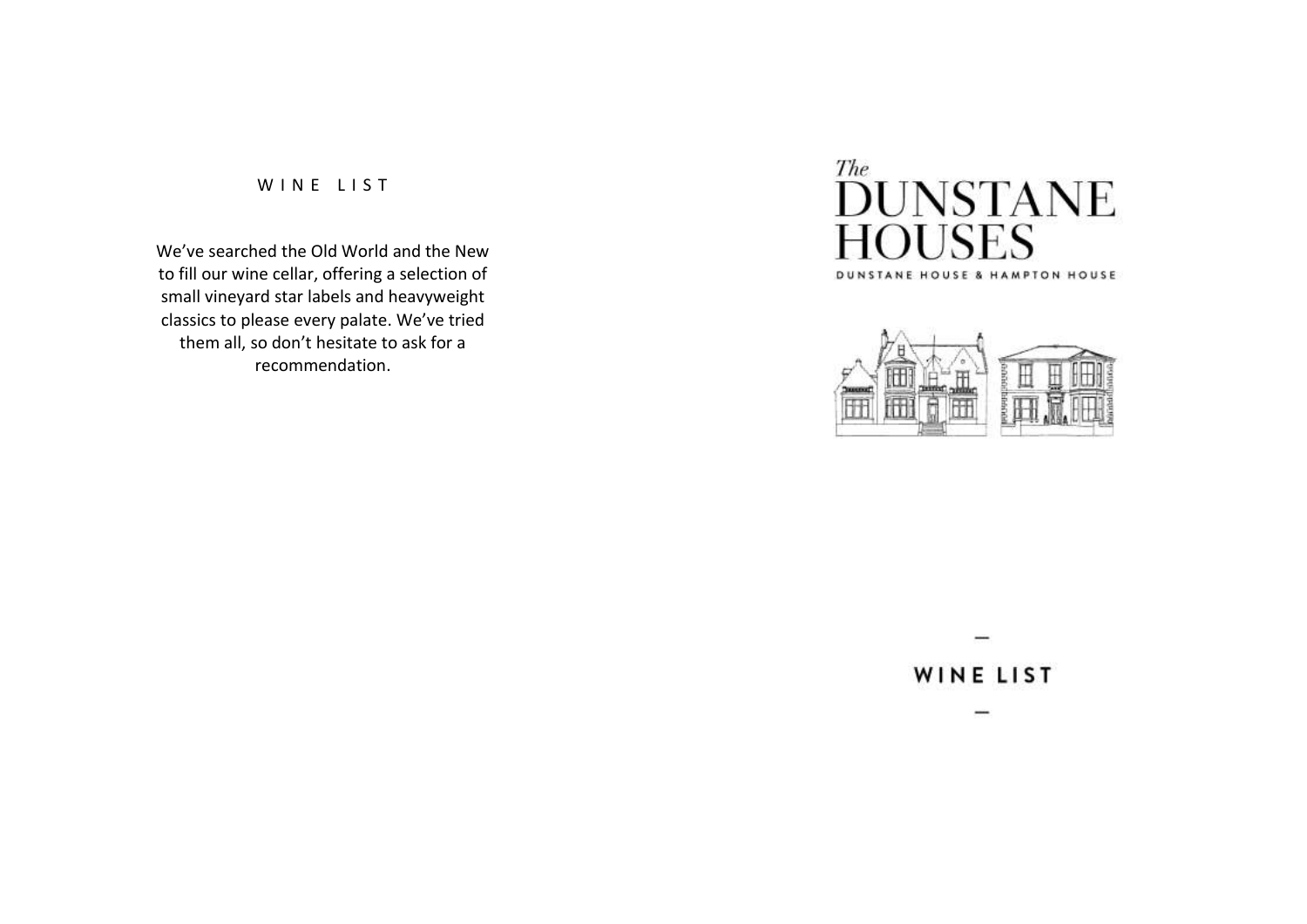W I N E   L I S T

We've searched the Old World and the New to fill our wine cellar, offering a selection of small vineyard star labels and heavyweight classics to please every palate. We've tried them all, so don't hesitate to ask for a recommendation.

*The*
# DUNSTANE HOUSES

DUNSTANE HOUSE & HAMPTON HOUSE

—

## WINE LIST

—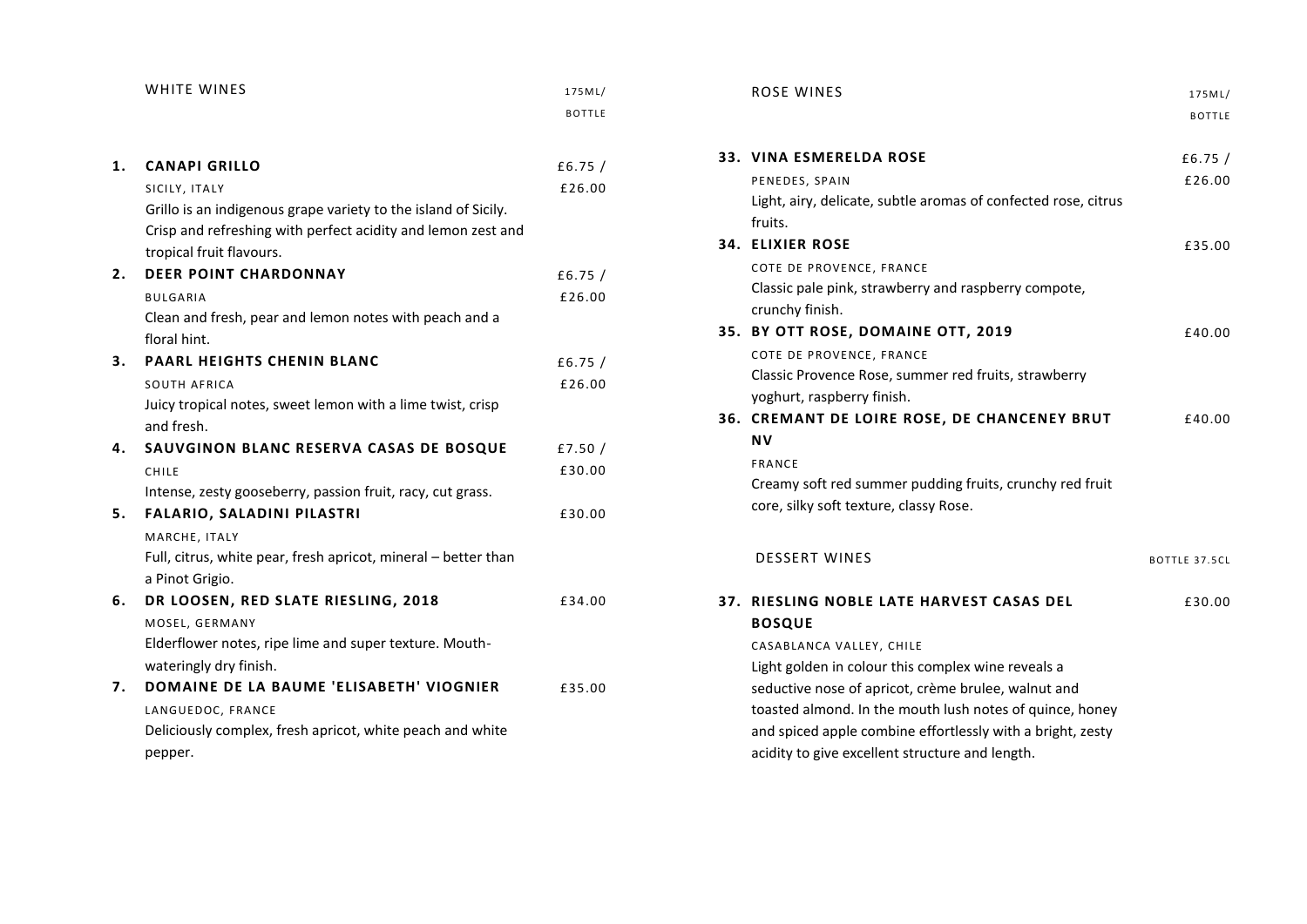## WHITE WINES

175ML/ BOTTLE

**1. CANAPI GRILLO** — £6.75 / £26.00

SICILY, ITALY

Grillo is an indigenous grape variety to the island of Sicily. Crisp and refreshing with perfect acidity and lemon zest and tropical fruit flavours.

**2. DEER POINT CHARDONNAY** — £6.75 / £26.00

BULGARIA

Clean and fresh, pear and lemon notes with peach and a floral hint.

**3. PAARL HEIGHTS CHENIN BLANC** — £6.75 / £26.00

SOUTH AFRICA

Juicy tropical notes, sweet lemon with a lime twist, crisp and fresh.

**4. SAUVGINON BLANC RESERVA CASAS DE BOSQUE** — £7.50 / £30.00

CHILE

Intense, zesty gooseberry, passion fruit, racy, cut grass.

**5. FALARIO, SALADINI PILASTRI** — £30.00

MARCHE, ITALY

Full, citrus, white pear, fresh apricot, mineral – better than a Pinot Grigio.

**6. DR LOOSEN, RED SLATE RIESLING, 2018** — £34.00

MOSEL, GERMANY

Elderflower notes, ripe lime and super texture. Mouth-wateringly dry finish.

**7. DOMAINE DE LA BAUME 'ELISABETH' VIOGNIER** — £35.00

LANGUEDOC, FRANCE

Deliciously complex, fresh apricot, white peach and white pepper.

## ROSE WINES

175ML/ BOTTLE

**33. VINA ESMERELDA ROSE** — £6.75 / £26.00

PENEDES, SPAIN

Light, airy, delicate, subtle aromas of confected rose, citrus fruits.

**34. ELIXIER ROSE** — £35.00

COTE DE PROVENCE, FRANCE

Classic pale pink, strawberry and raspberry compote, crunchy finish.

**35. BY OTT ROSE, DOMAINE OTT, 2019** — £40.00

COTE DE PROVENCE, FRANCE

Classic Provence Rose, summer red fruits, strawberry yoghurt, raspberry finish.

**36. CREMANT DE LOIRE ROSE, DE CHANCENEY BRUT NV** — £40.00

FRANCE

Creamy soft red summer pudding fruits, crunchy red fruit core, silky soft texture, classy Rose.

## DESSERT WINES

BOTTLE 37.5CL

**37. RIESLING NOBLE LATE HARVEST CASAS DEL BOSQUE** — £30.00

CASABLANCA VALLEY, CHILE

Light golden in colour this complex wine reveals a seductive nose of apricot, crème brulee, walnut and toasted almond. In the mouth lush notes of quince, honey and spiced apple combine effortlessly with a bright, zesty acidity to give excellent structure and length.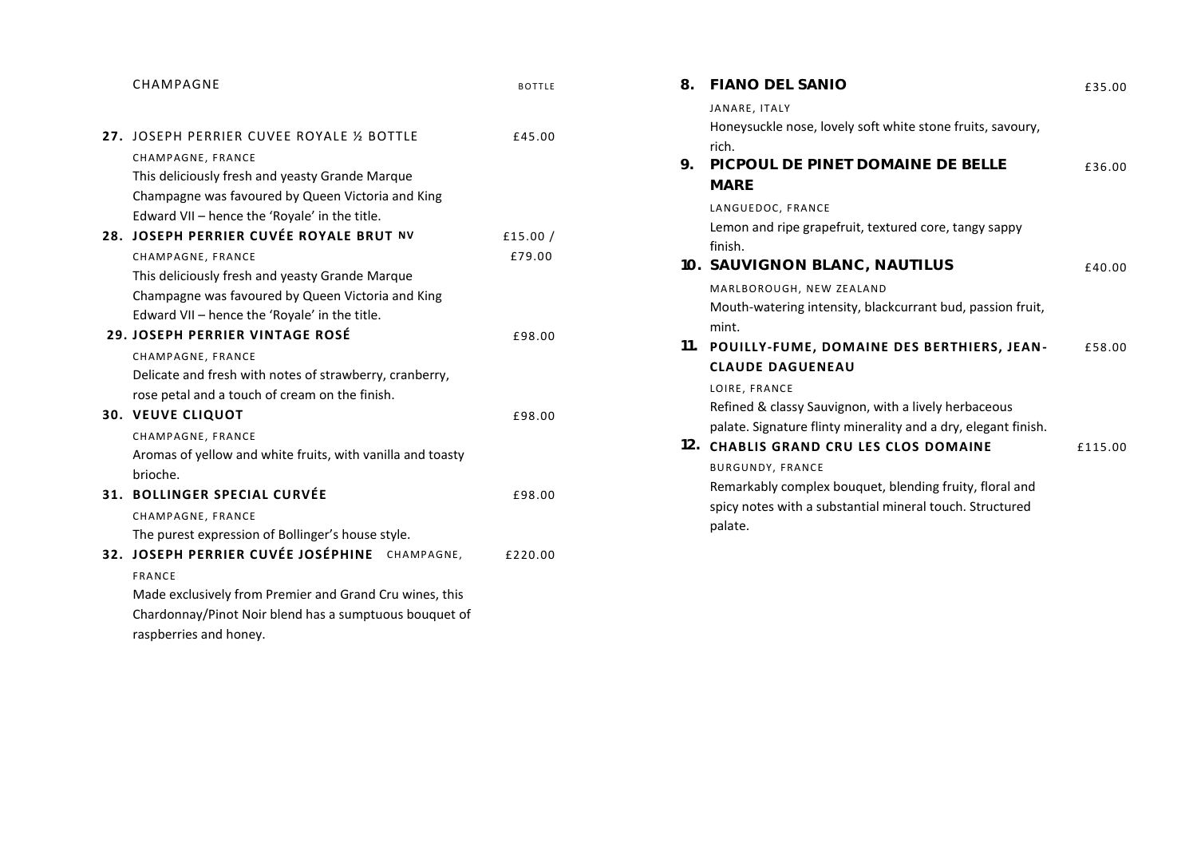## CHAMPAGNE

BOTTLE

**27.** JOSEPH PERRIER CUVEE ROYALE ½ BOTTLE — £45.00

CHAMPAGNE, FRANCE

This deliciously fresh and yeasty Grande Marque Champagne was favoured by Queen Victoria and King Edward VII – hence the 'Royale' in the title.

**28. JOSEPH PERRIER CUVÉE ROYALE BRUT NV** — £15.00 / £79.00

CHAMPAGNE, FRANCE

This deliciously fresh and yeasty Grande Marque Champagne was favoured by Queen Victoria and King Edward VII – hence the 'Royale' in the title.

**29. JOSEPH PERRIER VINTAGE ROSÉ** — £98.00

CHAMPAGNE, FRANCE

Delicate and fresh with notes of strawberry, cranberry, rose petal and a touch of cream on the finish.

**30. VEUVE CLIQUOT** — £98.00

CHAMPAGNE, FRANCE

Aromas of yellow and white fruits, with vanilla and toasty brioche.

**31. BOLLINGER SPECIAL CURVÉE** — £98.00

CHAMPAGNE, FRANCE

The purest expression of Bollinger's house style.

**32. JOSEPH PERRIER CUVÉE JOSÉPHINE** CHAMPAGNE, FRANCE — £220.00

Made exclusively from Premier and Grand Cru wines, this Chardonnay/Pinot Noir blend has a sumptuous bouquet of raspberries and honey.

**8. FIANO DEL SANIO** — £35.00

JANARE, ITALY

Honeysuckle nose, lovely soft white stone fruits, savoury, rich.

**9. PICPOUL DE PINET DOMAINE DE BELLE MARE** — £36.00

LANGUEDOC, FRANCE

Lemon and ripe grapefruit, textured core, tangy sappy finish.

**10. SAUVIGNON BLANC, NAUTILUS** — £40.00

MARLBOROUGH, NEW ZEALAND

Mouth-watering intensity, blackcurrant bud, passion fruit, mint.

**11. POUILLY-FUME, DOMAINE DES BERTHIERS, JEAN-CLAUDE DAGUENEAU** — £58.00

LOIRE, FRANCE

Refined & classy Sauvignon, with a lively herbaceous palate. Signature flinty minerality and a dry, elegant finish.

**12. CHABLIS GRAND CRU LES CLOS DOMAINE** — £115.00

BURGUNDY, FRANCE

Remarkably complex bouquet, blending fruity, floral and spicy notes with a substantial mineral touch. Structured palate.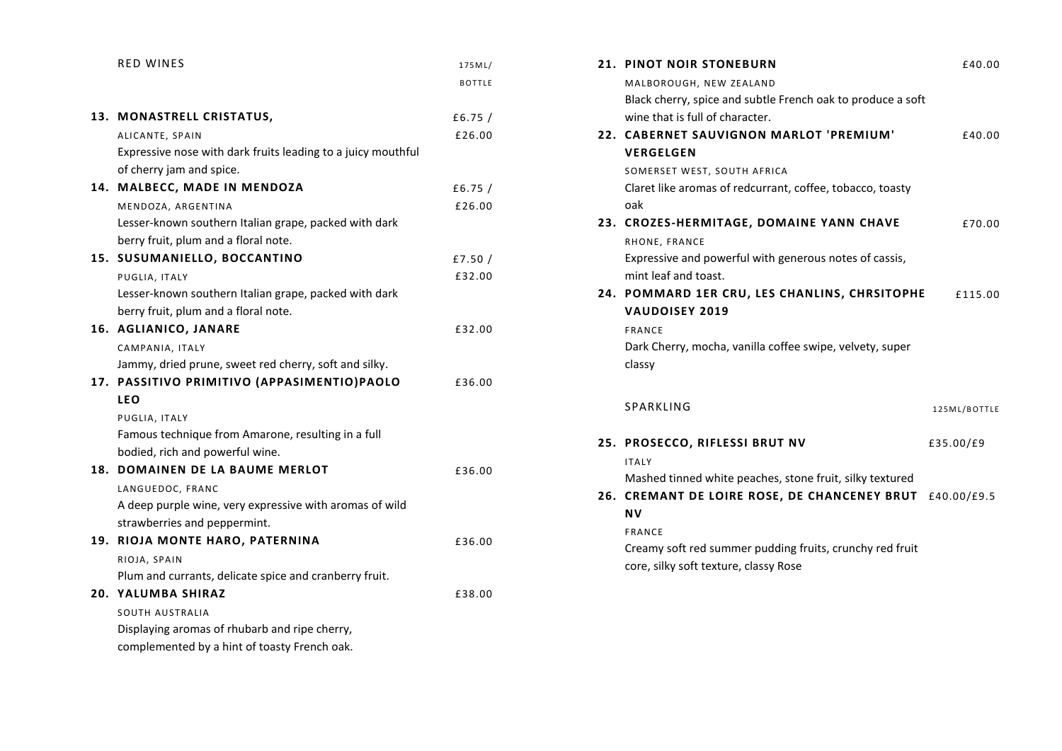## RED WINES

175ML/BOTTLE

**13. MONASTRELL CRISTATUS,** — £6.75 / £26.00

ALICANTE, SPAIN

Expressive nose with dark fruits leading to a juicy mouthful of cherry jam and spice.

**14. MALBECC, MADE IN MENDOZA** — £6.75 / £26.00

MENDOZA, ARGENTINA

Lesser-known southern Italian grape, packed with dark berry fruit, plum and a floral note.

**15. SUSUMANIELLO, BOCCANTINO** — £7.50 / £32.00

PUGLIA, ITALY

Lesser-known southern Italian grape, packed with dark berry fruit, plum and a floral note.

**16. AGLIANICO, JANARE** — £32.00

CAMPANIA, ITALY

Jammy, dried prune, sweet red cherry, soft and silky.

**17. PASSITIVO PRIMITIVO (APPASIMENTIO)PAOLO LEO** — £36.00

PUGLIA, ITALY

Famous technique from Amarone, resulting in a full bodied, rich and powerful wine.

**18. DOMAINEN DE LA BAUME MERLOT** — £36.00

LANGUEDOC, FRANC

A deep purple wine, very expressive with aromas of wild strawberries and peppermint.

**19. RIOJA MONTE HARO, PATERNINA** — £36.00

RIOJA, SPAIN

Plum and currants, delicate spice and cranberry fruit.

**20. YALUMBA SHIRAZ** — £38.00

SOUTH AUSTRALIA

Displaying aromas of rhubarb and ripe cherry, complemented by a hint of toasty French oak.

**21. PINOT NOIR STONEBURN** — £40.00

MALBOROUGH, NEW ZEALAND

Black cherry, spice and subtle French oak to produce a soft wine that is full of character.

**22. CABERNET SAUVIGNON MARLOT 'PREMIUM' VERGELGEN** — £40.00

SOMERSET WEST, SOUTH AFRICA

Claret like aromas of redcurrant, coffee, tobacco, toasty oak

**23. CROZES-HERMITAGE, DOMAINE YANN CHAVE** — £70.00

RHONE, FRANCE

Expressive and powerful with generous notes of cassis, mint leaf and toast.

**24. POMMARD 1ER CRU, LES CHANLINS, CHRSITOPHE VAUDOISEY 2019** — £115.00

FRANCE

Dark Cherry, mocha, vanilla coffee swipe, velvety, super classy

## SPARKLING

125ML/BOTTLE

**25. PROSECCO, RIFLESSI BRUT NV** — £35.00/£9

ITALY

Mashed tinned white peaches, stone fruit, silky textured

**26. CREMANT DE LOIRE ROSE, DE CHANCENEY BRUT NV** — £40.00/£9.5

FRANCE

Creamy soft red summer pudding fruits, crunchy red fruit core, silky soft texture, classy Rose